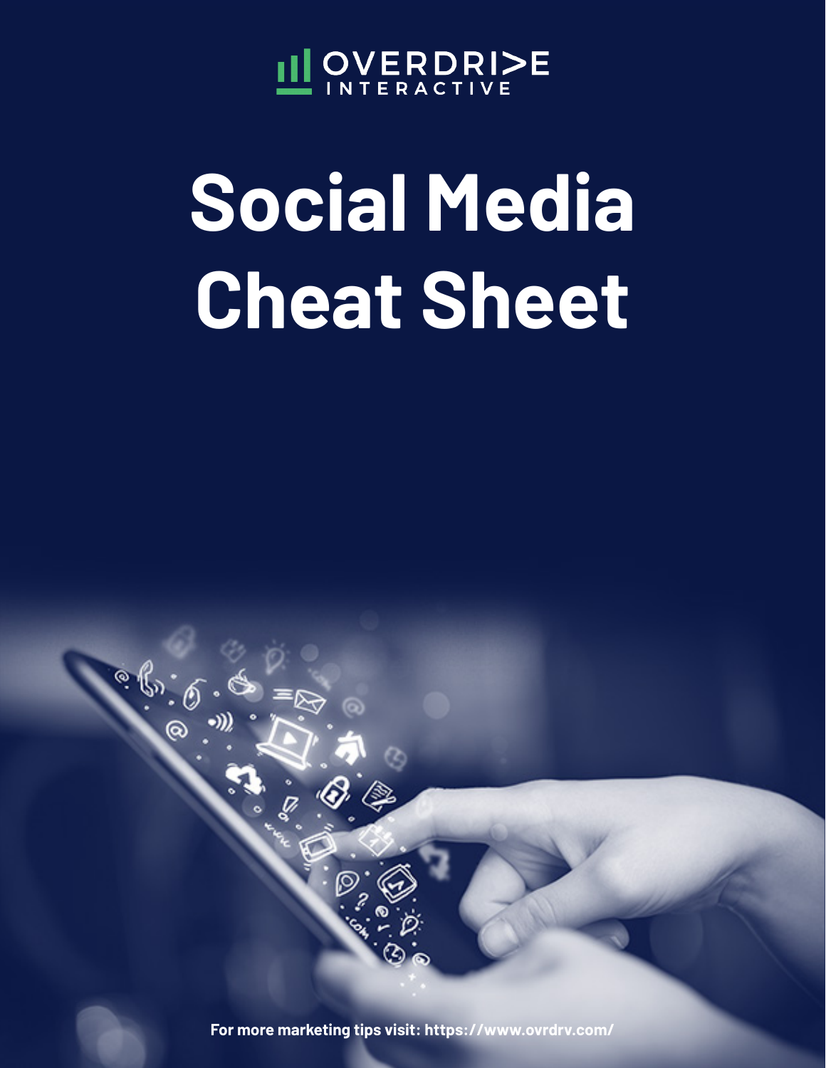OVERDRIVE INTERACTIVE

# Social Media Cheat Sheet

For more marketing tips visit: https://www.ovrdrv.com/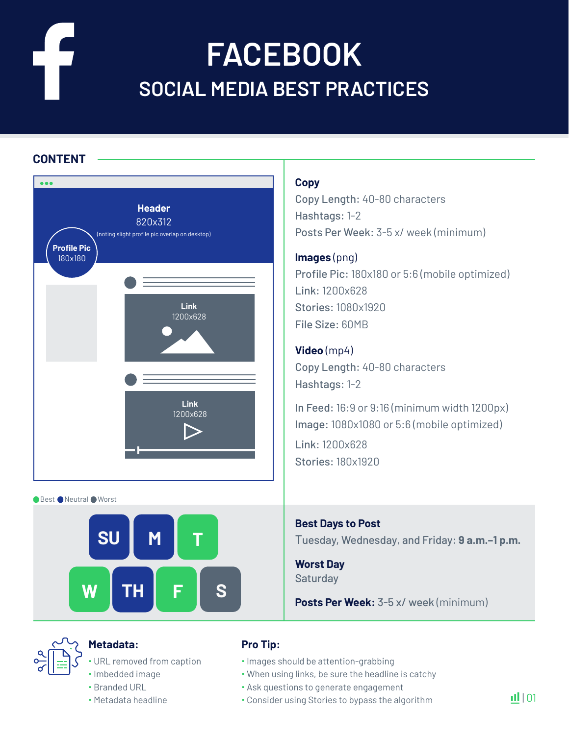# FACEBOOK

## SOCIAL MEDIA BEST PRACTICES

### CONTENT

**Header**
820x312
(noting slight profile pic overlap on desktop)

**Profile Pic**
180x180

**Link**
1200x628

**Link**
1200x628

**Copy**
Copy Length: 40-80 characters
Hashtags: 1-2
Posts Per Week: 3-5 x/ week (minimum)

**Images** (png)
Profile Pic: 180x180 or 5:6 (mobile optimized)
Link: 1200x628
Stories: 1080x1920
File Size: 60MB

**Video** (mp4)
Copy Length: 40-80 characters
Hashtags: 1-2

In Feed: 16:9 or 9:16 (minimum width 1200px)
Image: 1080x1080 or 5:6 (mobile optimized)
Link: 1200x628
Stories: 180x1920

Best | Neutral | Worst

SU | M | T
W | TH | F | S

**Best Days to Post**
Tuesday, Wednesday, and Friday: **9 a.m.–1 p.m.**

**Worst Day**
Saturday

**Posts Per Week:** 3-5 x/ week (minimum)

**Metadata:**
- URL removed from caption
- Imbedded image
- Branded URL
- Metadata headline

**Pro Tip:**
- Images should be attention-grabbing
- When using links, be sure the headline is catchy
- Ask questions to generate engagement
- Consider using Stories to bypass the algorithm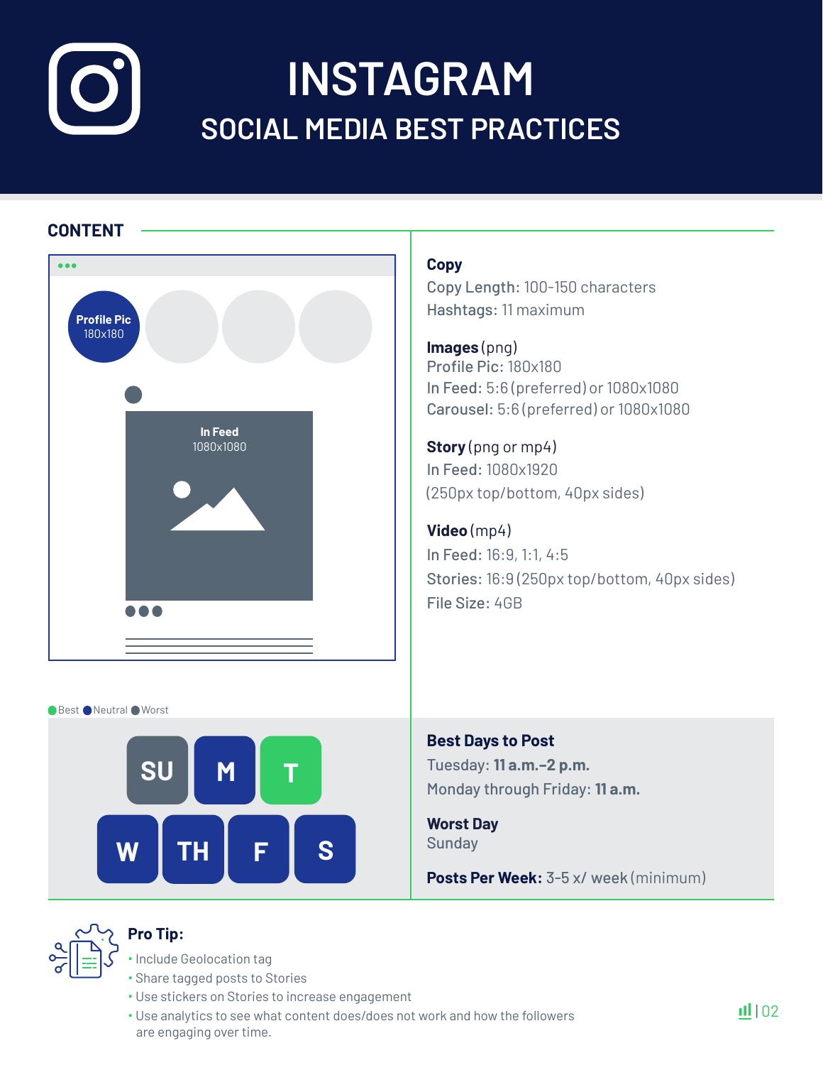# INSTAGRAM

## SOCIAL MEDIA BEST PRACTICES

### CONTENT

Profile Pic 180x180

In Feed 1080x1080

**Copy**
Copy Length: 100-150 characters
Hashtags: 11 maximum

**Images** (png)
Profile Pic: 180x180
In Feed: 5:6 (preferred) or 1080x1080
Carousel: 5:6 (preferred) or 1080x1080

**Story** (png or mp4)
In Feed: 1080x1920
(250px top/bottom, 40px sides)

**Video** (mp4)
In Feed: 16:9, 1:1, 4:5
Stories: 16:9 (250px top/bottom, 40px sides)
File Size: 4GB

Best · Neutral · Worst

SU · M · T · W · TH · F · S

**Best Days to Post**
Tuesday: **11 a.m.–2 p.m.**
Monday through Friday: **11 a.m.**

**Worst Day**
Sunday

**Posts Per Week:** 3-5 x/ week (minimum)

**Pro Tip:**

- Include Geolocation tag
- Share tagged posts to Stories
- Use stickers on Stories to increase engagement
- Use analytics to see what content does/does not work and how the followers are engaging over time.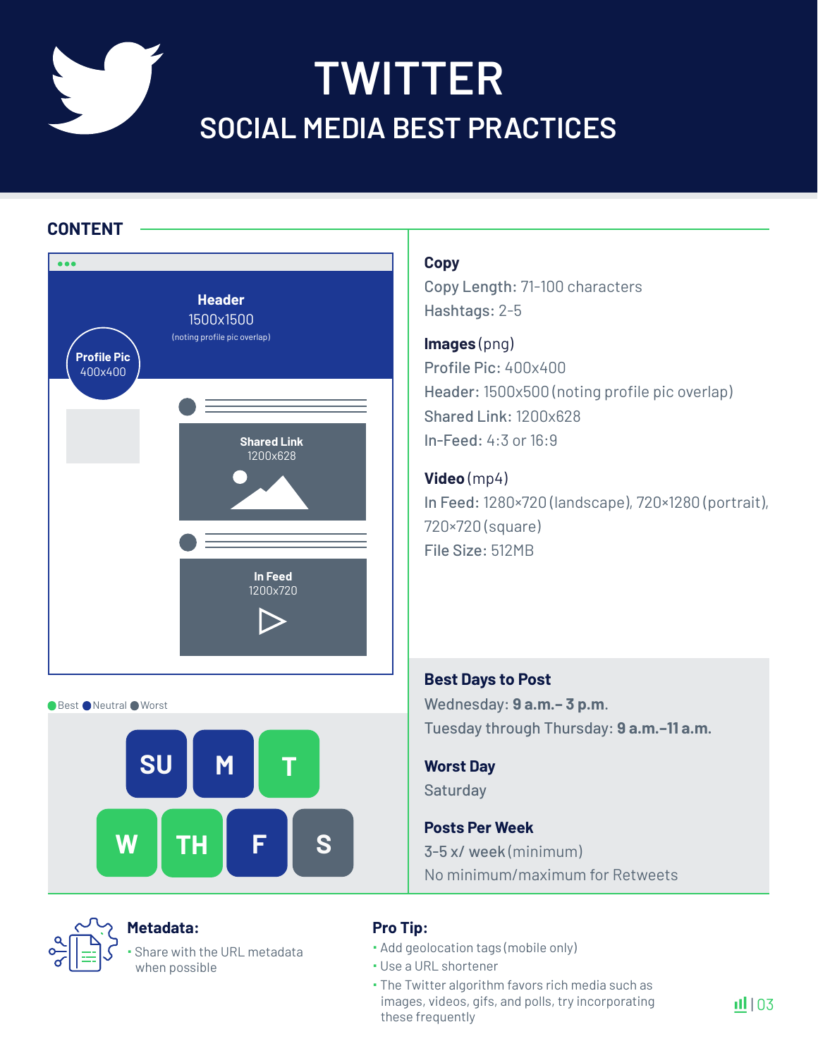# TWITTER

## SOCIAL MEDIA BEST PRACTICES

### CONTENT

**Header**
1500x1500
(noting profile pic overlap)

**Profile Pic**
400x400

**Shared Link**
1200x628

**In Feed**
1200x720

**Copy**

Copy Length: 71-100 characters

Hashtags: 2-5

**Images** (png)

Profile Pic: 400x400

Header: 1500x500 (noting profile pic overlap)

Shared Link: 1200x628

In-Feed: 4:3 or 16:9

**Video** (mp4)

In Feed: 1280×720 (landscape), 720×1280 (portrait), 720×720 (square)

File Size: 512MB

Best / Neutral / Worst

| SU | M | T | W | TH | F | S |
|---|---|---|---|---|---|---|
| Neutral | Neutral | Best | Best | Best | Neutral | Worst |

**Best Days to Post**

Wednesday: **9 a.m.– 3 p.m.**

Tuesday through Thursday: **9 a.m.–11 a.m.**

**Worst Day**

Saturday

**Posts Per Week**

3-5 x/ week (minimum)

No minimum/maximum for Retweets

**Metadata:**

- Share with the URL metadata when possible

**Pro Tip:**

- Add geolocation tags (mobile only)
- Use a URL shortener
- The Twitter algorithm favors rich media such as images, videos, gifs, and polls, try incorporating these frequently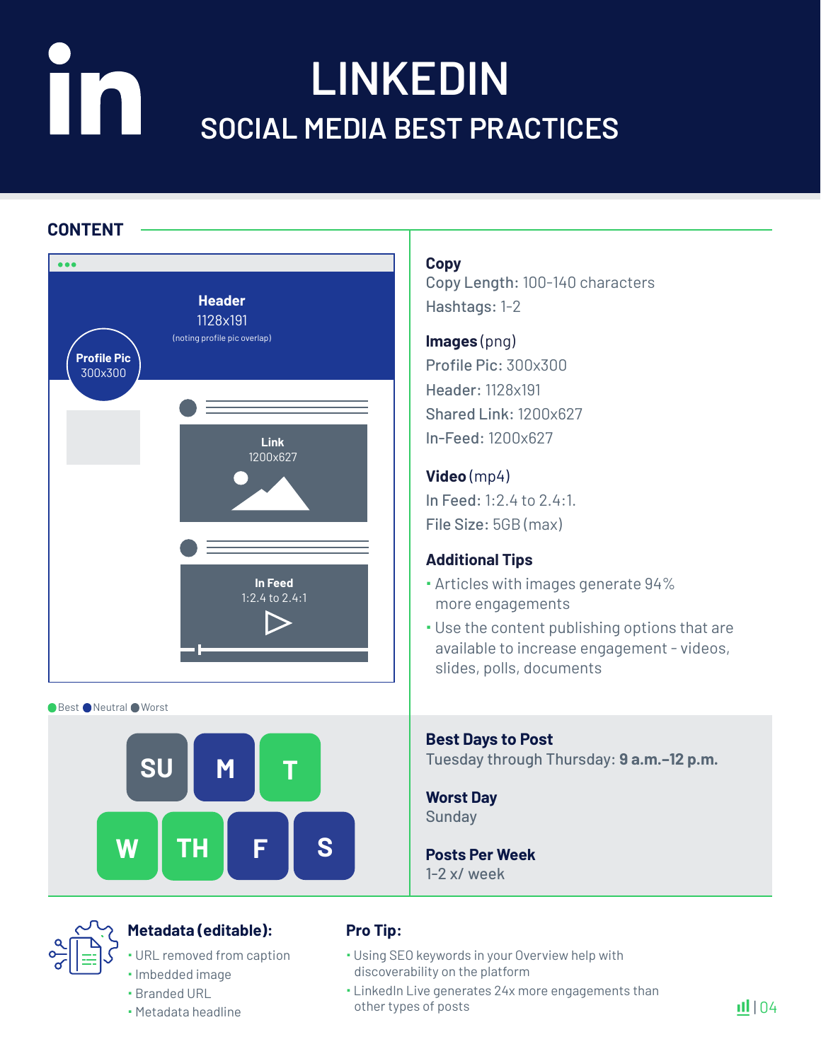# LINKEDIN

## SOCIAL MEDIA BEST PRACTICES

## CONTENT

**Header**
1128x191
(noting profile pic overlap)

**Profile Pic**
300x300

**Link**
1200x627

**In Feed**
1:2.4 to 2.4:1

### Copy

Copy Length: 100-140 characters

Hashtags: 1-2

### Images (png)

Profile Pic: 300x300

Header: 1128x191

Shared Link: 1200x627

In-Feed: 1200x627

### Video (mp4)

In Feed: 1:2.4 to 2.4:1.

File Size: 5GB (max)

### Additional Tips

- Articles with images generate 94% more engagements
- Use the content publishing options that are available to increase engagement - videos, slides, polls, documents

Best / Neutral / Worst

| SU | M | T |
|---|---|---|
| Worst | Neutral | Best |

| W | TH | F | S |
|---|---|---|---|
| Best | Best | Neutral | Neutral |

### Best Days to Post

Tuesday through Thursday: **9 a.m.–12 p.m.**

### Worst Day

Sunday

### Posts Per Week

1-2 x/ week

### Metadata (editable):

- URL removed from caption
- Imbedded image
- Branded URL
- Metadata headline

### Pro Tip:

- Using SEO keywords in your Overview help with discoverability on the platform
- LinkedIn Live generates 24x more engagements than other types of posts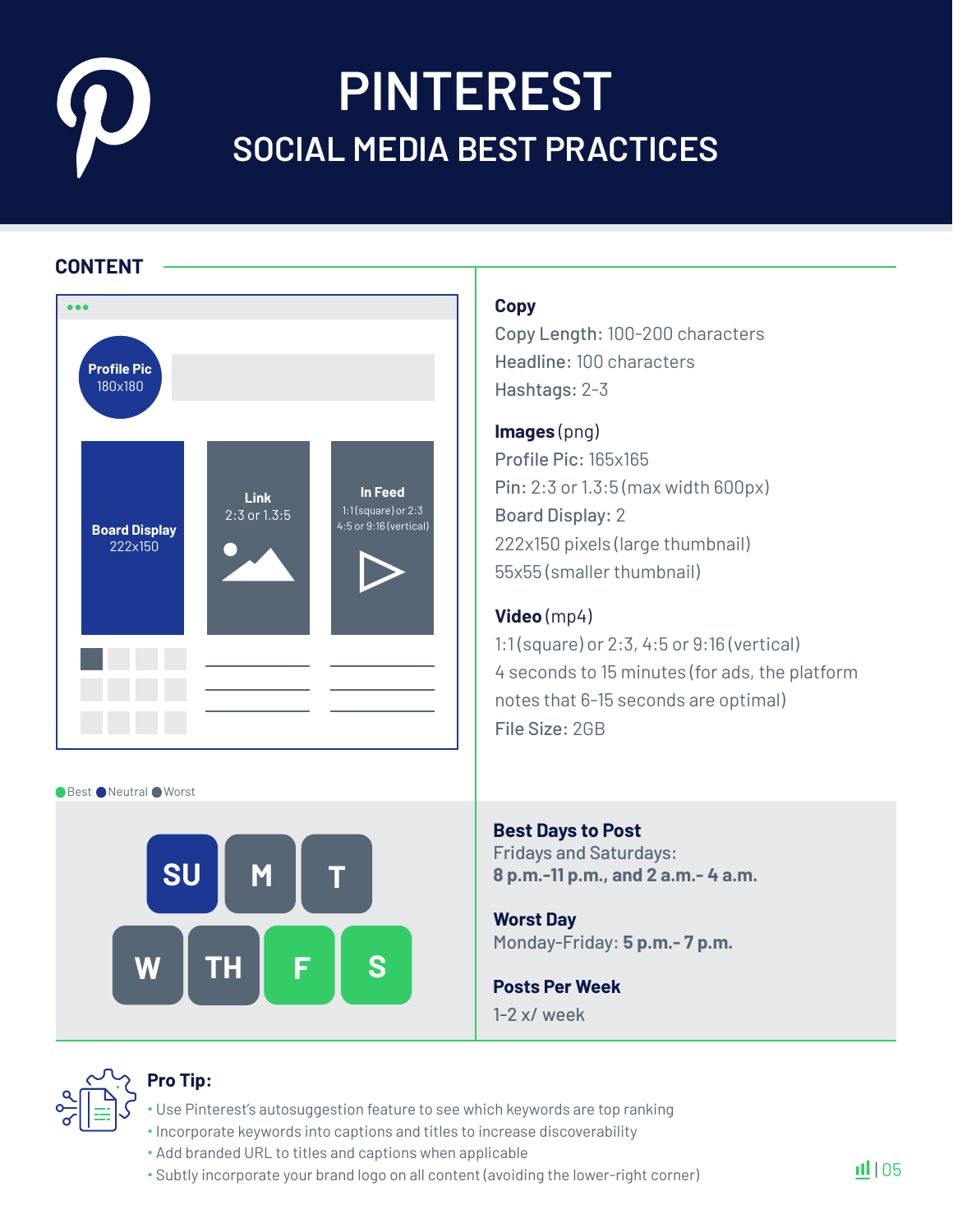# PINTEREST

## SOCIAL MEDIA BEST PRACTICES

### CONTENT

**Profile Pic** 180x180

**Board Display** 222x150

**Link** 2:3 or 1.3:5

**In Feed** 1:1 (square) or 2:3 4:5 or 9:16 (vertical)

**Copy**

Copy Length: 100-200 characters
Headline: 100 characters
Hashtags: 2-3

**Images** (png)

Profile Pic: 165x165
Pin: 2:3 or 1.3:5 (max width 600px)
Board Display: 2
222x150 pixels (large thumbnail)
55x55 (smaller thumbnail)

**Video** (mp4)

1:1 (square) or 2:3, 4:5 or 9:16 (vertical)
4 seconds to 15 minutes (for ads, the platform notes that 6-15 seconds are optimal)
File Size: 2GB

Best / Neutral / Worst

SU M T W TH F S

**Best Days to Post**

Fridays and Saturdays:
**8 p.m.-11 p.m., and 2 a.m.- 4 a.m.**

**Worst Day**

Monday-Friday: **5 p.m.- 7 p.m.**

**Posts Per Week**

1-2 x/ week

**Pro Tip:**

- Use Pinterest's autosuggestion feature to see which keywords are top ranking
- Incorporate keywords into captions and titles to increase discoverability
- Add branded URL to titles and captions when applicable
- Subtly incorporate your brand logo on all content (avoiding the lower-right corner)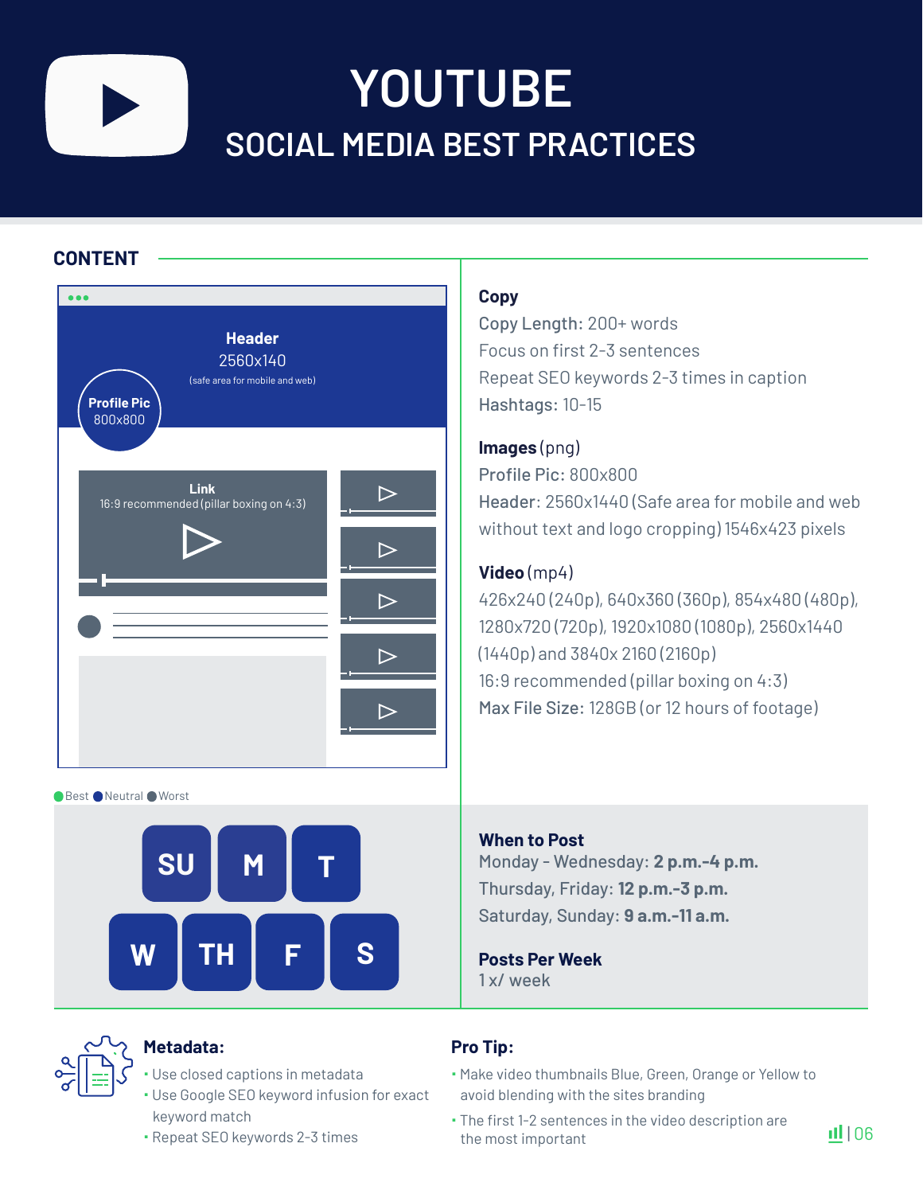# YOUTUBE

## SOCIAL MEDIA BEST PRACTICES

### CONTENT

Header
2560x140
(safe area for mobile and web)

Profile Pic
800x800

Link
16:9 recommended (pillar boxing on 4:3)

Best Neutral Worst

SU M T W TH F S

**Copy**

Copy Length: 200+ words

Focus on first 2-3 sentences

Repeat SEO keywords 2-3 times in caption

Hashtags: 10-15

**Images** (png)

Profile Pic: 800x800

Header: 2560x1440 (Safe area for mobile and web without text and logo cropping) 1546x423 pixels

**Video** (mp4)

426x240 (240p), 640x360 (360p), 854x480 (480p), 1280x720 (720p), 1920x1080 (1080p), 2560x1440 (1440p) and 3840x 2160 (2160p)

16:9 recommended (pillar boxing on 4:3)

Max File Size: 128GB (or 12 hours of footage)

**When to Post**

Monday - Wednesday: **2 p.m.-4 p.m.**

Thursday, Friday: **12 p.m.-3 p.m.**

Saturday, Sunday: **9 a.m.-11 a.m.**

**Posts Per Week**

1 x/ week

**Metadata:**

- Use closed captions in metadata
- Use Google SEO keyword infusion for exact keyword match
- Repeat SEO keywords 2-3 times

**Pro Tip:**

- Make video thumbnails Blue, Green, Orange or Yellow to avoid blending with the sites branding
- The first 1-2 sentences in the video description are the most important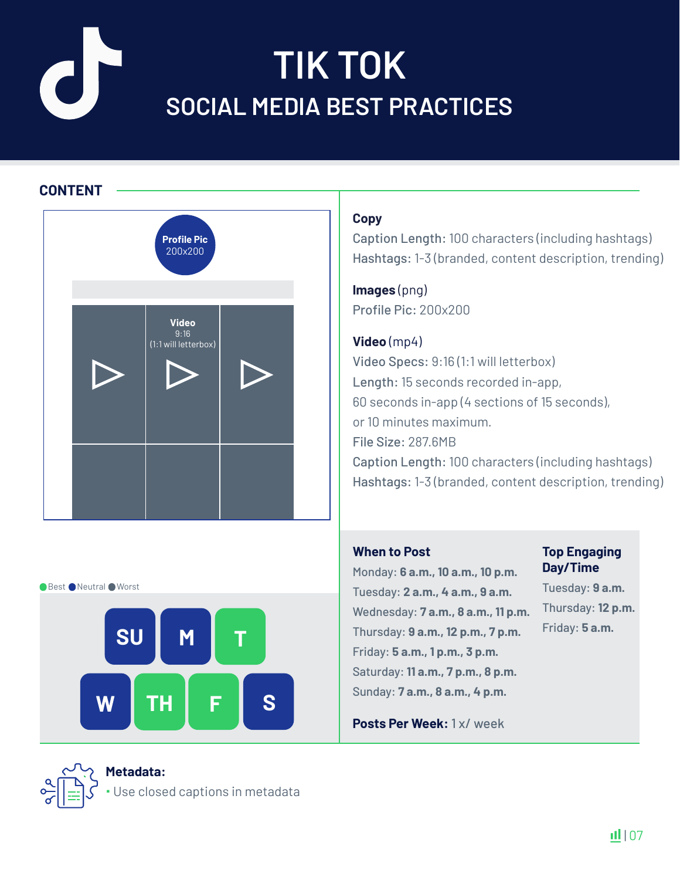# TIK TOK

## SOCIAL MEDIA BEST PRACTICES

### CONTENT

Profile Pic
200x200

Video
9:16
(1:1 will letterbox)

**Copy**

Caption Length: 100 characters (including hashtags)

Hashtags: 1-3 (branded, content description, trending)

**Images** (png)

Profile Pic: 200x200

**Video** (mp4)

Video Specs: 9:16 (1:1 will letterbox)

Length: 15 seconds recorded in-app, 60 seconds in-app (4 sections of 15 seconds), or 10 minutes maximum.

File Size: 287.6MB

Caption Length: 100 characters (including hashtags)

Hashtags: 1-3 (branded, content description, trending)

Best · Neutral · Worst

SU · M · T · W · TH · F · S

**When to Post**

Monday: **6 a.m., 10 a.m., 10 p.m.**

Tuesday: **2 a.m., 4 a.m., 9 a.m.**

Wednesday: **7 a.m., 8 a.m., 11 p.m.**

Thursday: **9 a.m., 12 p.m., 7 p.m.**

Friday: **5 a.m., 1 p.m., 3 p.m.**

Saturday: **11 a.m., 7 p.m., 8 p.m.**

Sunday: **7 a.m., 8 a.m., 4 p.m.**

**Top Engaging Day/Time**

Tuesday: **9 a.m.**

Thursday: **12 p.m.**

Friday: **5 a.m.**

**Posts Per Week:** 1 x/ week

**Metadata:**

- Use closed captions in metadata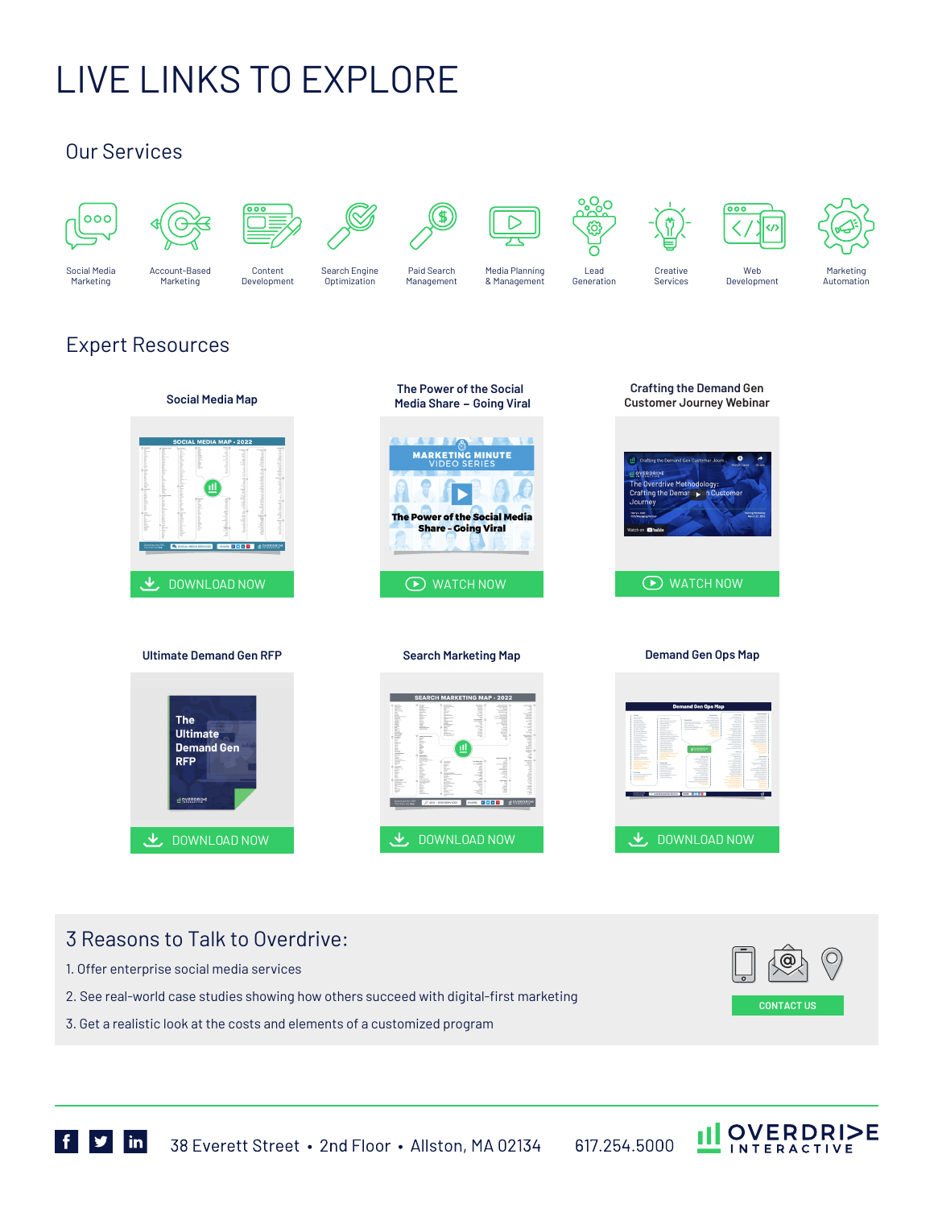# LIVE LINKS TO EXPLORE

## Our Services

- Social Media Marketing
- Account-Based Marketing
- Content Development
- Search Engine Optimization
- Paid Search Management
- Media Planning & Management
- Lead Generation
- Creative Services
- Web Development
- Marketing Automation

## Expert Resources

**Social Media Map**

DOWNLOAD NOW

**The Power of the Social Media Share – Going Viral**

WATCH NOW

**Crafting the Demand Gen Customer Journey Webinar**

WATCH NOW

**Ultimate Demand Gen RFP**

DOWNLOAD NOW

**Search Marketing Map**

DOWNLOAD NOW

**Demand Gen Ops Map**

DOWNLOAD NOW

## 3 Reasons to Talk to Overdrive:

1. Offer enterprise social media services
2. See real-world case studies showing how others succeed with digital-first marketing
3. Get a realistic look at the costs and elements of a customized program

CONTACT US

38 Everett Street • 2nd Floor • Allston, MA 02134 617.254.5000

OVERDRIVE INTERACTIVE